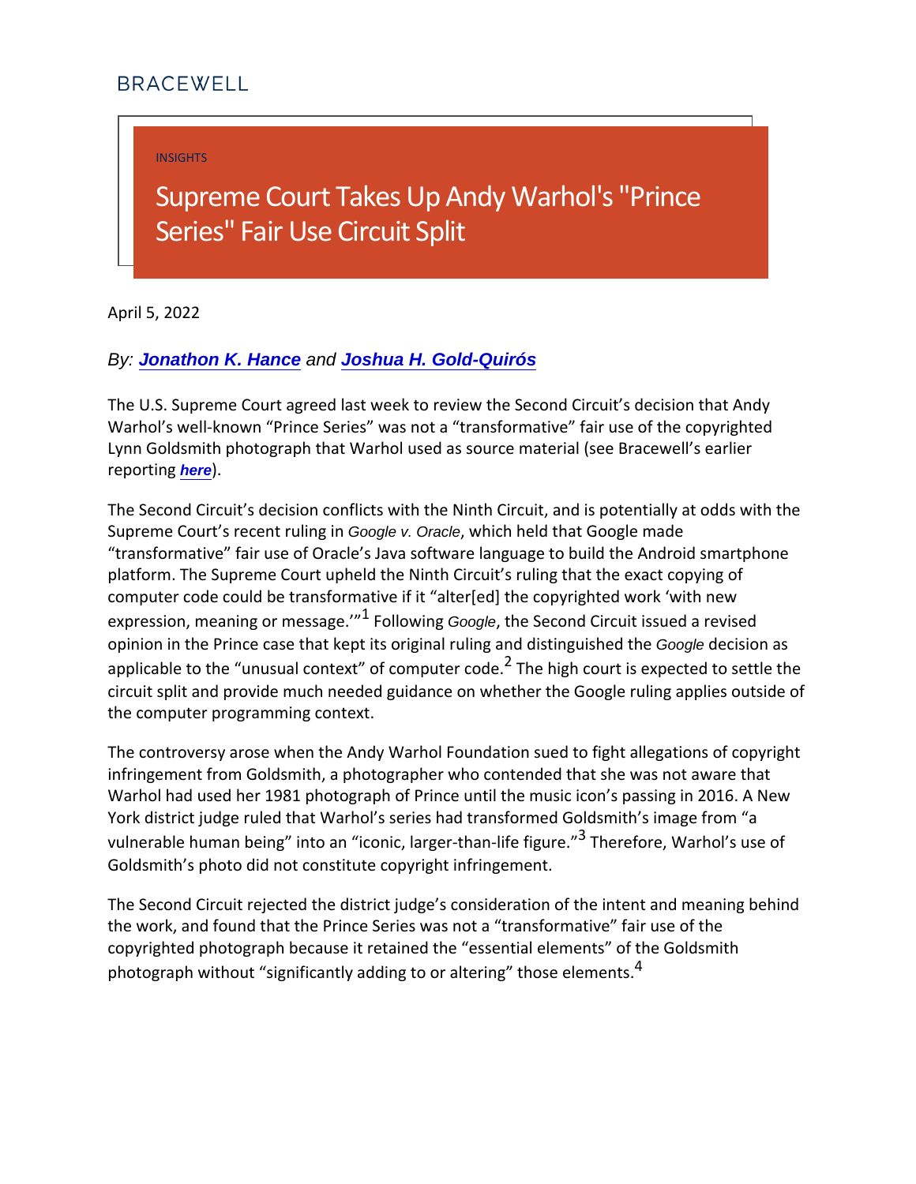BRACEWELL

INSIGHTS

# Supreme Court Takes Up Andy Warhol's "Prince Series" Fair Use Circuit Split

April 5, 2022

*By: **Jonathon K. Hance** and **Joshua H. Gold-Quirós***

The U.S. Supreme Court agreed last week to review the Second Circuit's decision that Andy Warhol's well-known "Prince Series" was not a "transformative" fair use of the copyrighted Lynn Goldsmith photograph that Warhol used as source material (see Bracewell's earlier reporting ***here***).

The Second Circuit's decision conflicts with the Ninth Circuit, and is potentially at odds with the Supreme Court's recent ruling in *Google v. Oracle*, which held that Google made "transformative" fair use of Oracle's Java software language to build the Android smartphone platform. The Supreme Court upheld the Ninth Circuit's ruling that the exact copying of computer code could be transformative if it "alter[ed] the copyrighted work 'with new expression, meaning or message.'"[1] Following *Google*, the Second Circuit issued a revised opinion in the Prince case that kept its original ruling and distinguished the *Google* decision as applicable to the "unusual context" of computer code.[2] The high court is expected to settle the circuit split and provide much needed guidance on whether the Google ruling applies outside of the computer programming context.

The controversy arose when the Andy Warhol Foundation sued to fight allegations of copyright infringement from Goldsmith, a photographer who contended that she was not aware that Warhol had used her 1981 photograph of Prince until the music icon's passing in 2016. A New York district judge ruled that Warhol's series had transformed Goldsmith's image from "a vulnerable human being" into an "iconic, larger-than-life figure."[3] Therefore, Warhol's use of Goldsmith's photo did not constitute copyright infringement.

The Second Circuit rejected the district judge's consideration of the intent and meaning behind the work, and found that the Prince Series was not a "transformative" fair use of the copyrighted photograph because it retained the "essential elements" of the Goldsmith photograph without "significantly adding to or altering" those elements.[4]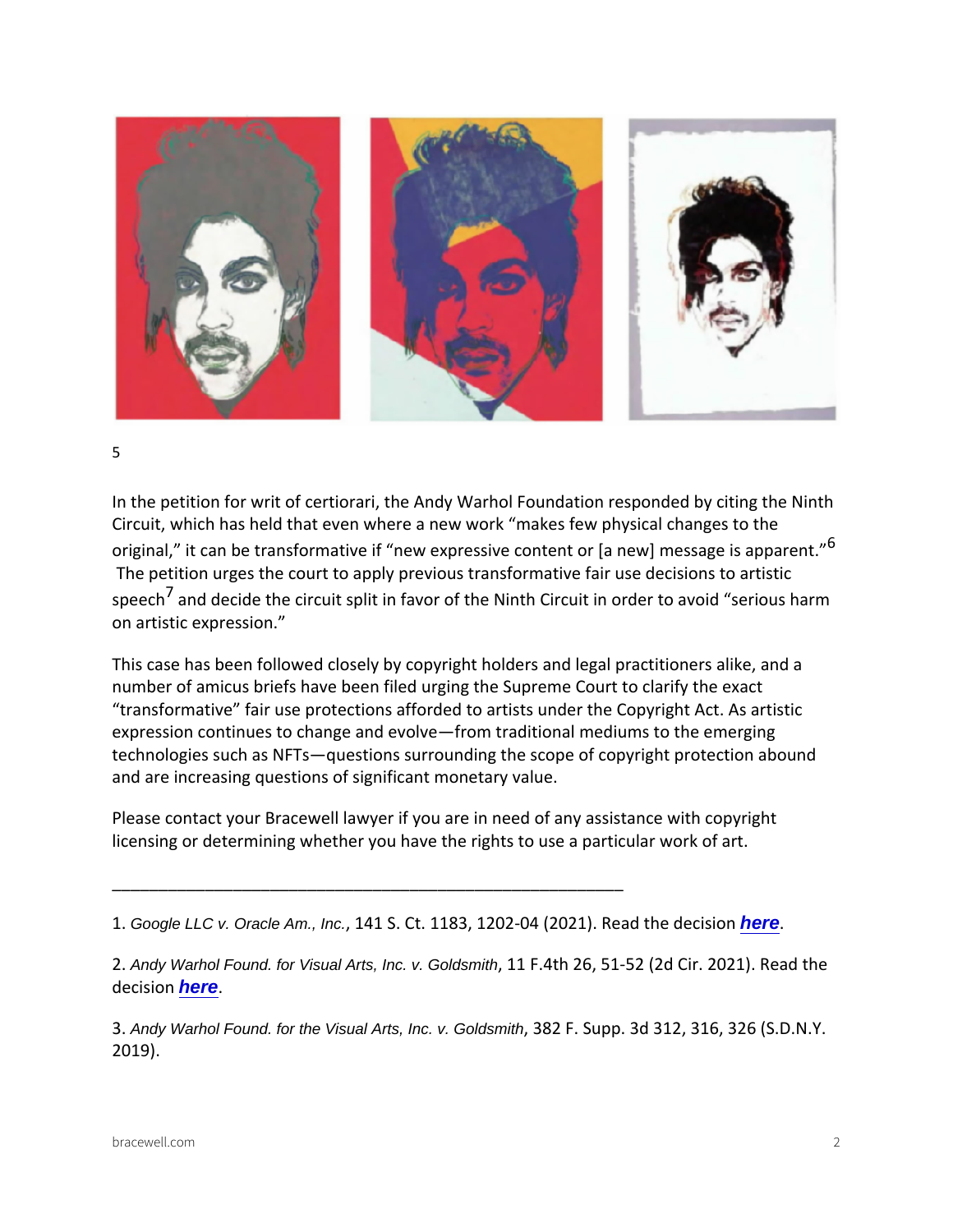[5]

In the petition for writ of certiorari, the Andy Warhol Foundation responded by citing the Ninth Circuit, which has held that even where a new work "makes few physical changes to the original," it can be transformative if "new expressive content or [a new] message is apparent."[6] The petition urges the court to apply previous transformative fair use decisions to artistic speech[7] and decide the circuit split in favor of the Ninth Circuit in order to avoid "serious harm on artistic expression."

This case has been followed closely by copyright holders and legal practitioners alike, and a number of amicus briefs have been filed urging the Supreme Court to clarify the exact "transformative" fair use protections afforded to artists under the Copyright Act. As artistic expression continues to change and evolve—from traditional mediums to the emerging technologies such as NFTs—questions surrounding the scope of copyright protection abound and are increasing questions of significant monetary value.

Please contact your Bracewell lawyer if you are in need of any assistance with copyright licensing or determining whether you have the rights to use a particular work of art.

---

1. *Google LLC v. Oracle Am., Inc.*, 141 S. Ct. 1183, 1202-04 (2021). Read the decision **here**.

2. *Andy Warhol Found. for Visual Arts, Inc. v. Goldsmith*, 11 F.4th 26, 51-52 (2d Cir. 2021). Read the decision **here**.

3. *Andy Warhol Found. for the Visual Arts, Inc. v. Goldsmith*, 382 F. Supp. 3d 312, 316, 326 (S.D.N.Y. 2019).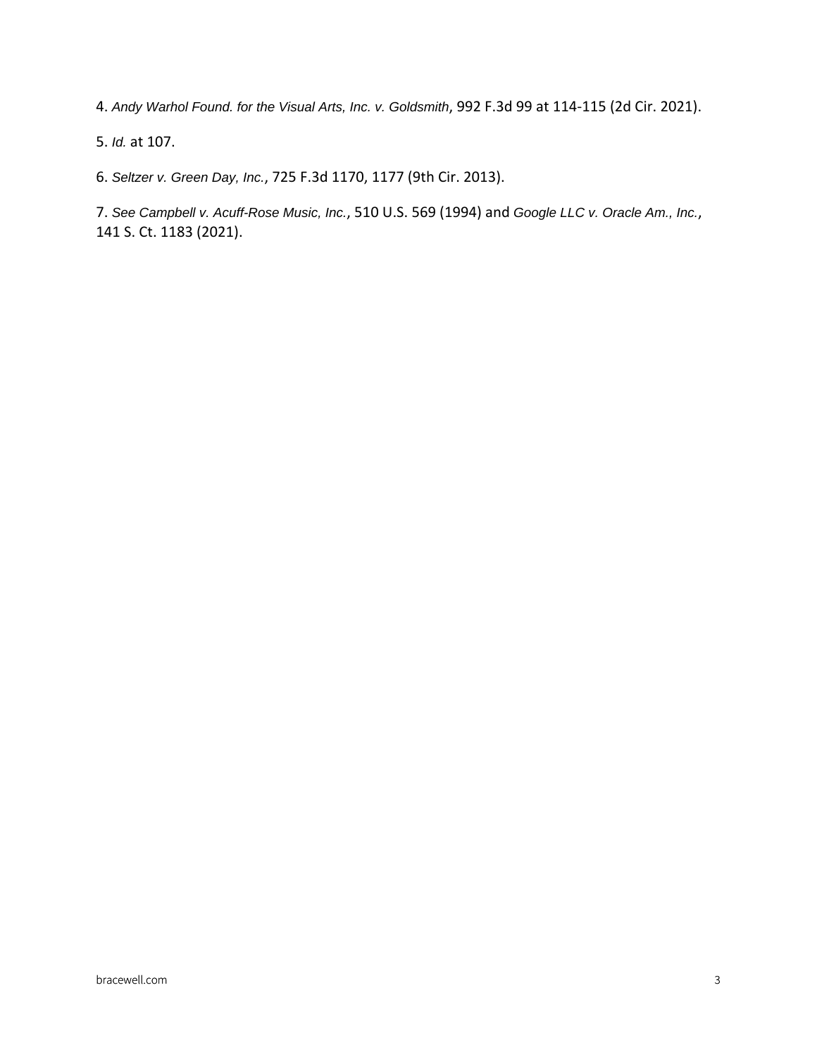4. *Andy Warhol Found. for the Visual Arts, Inc. v. Goldsmith*, 992 F.3d 99 at 114-115 (2d Cir. 2021).

5. *Id.* at 107.

6. *Seltzer v. Green Day, Inc.*, 725 F.3d 1170, 1177 (9th Cir. 2013).

7. *See Campbell v. Acuff-Rose Music, Inc.*, 510 U.S. 569 (1994) and *Google LLC v. Oracle Am., Inc.*, 141 S. Ct. 1183 (2021).